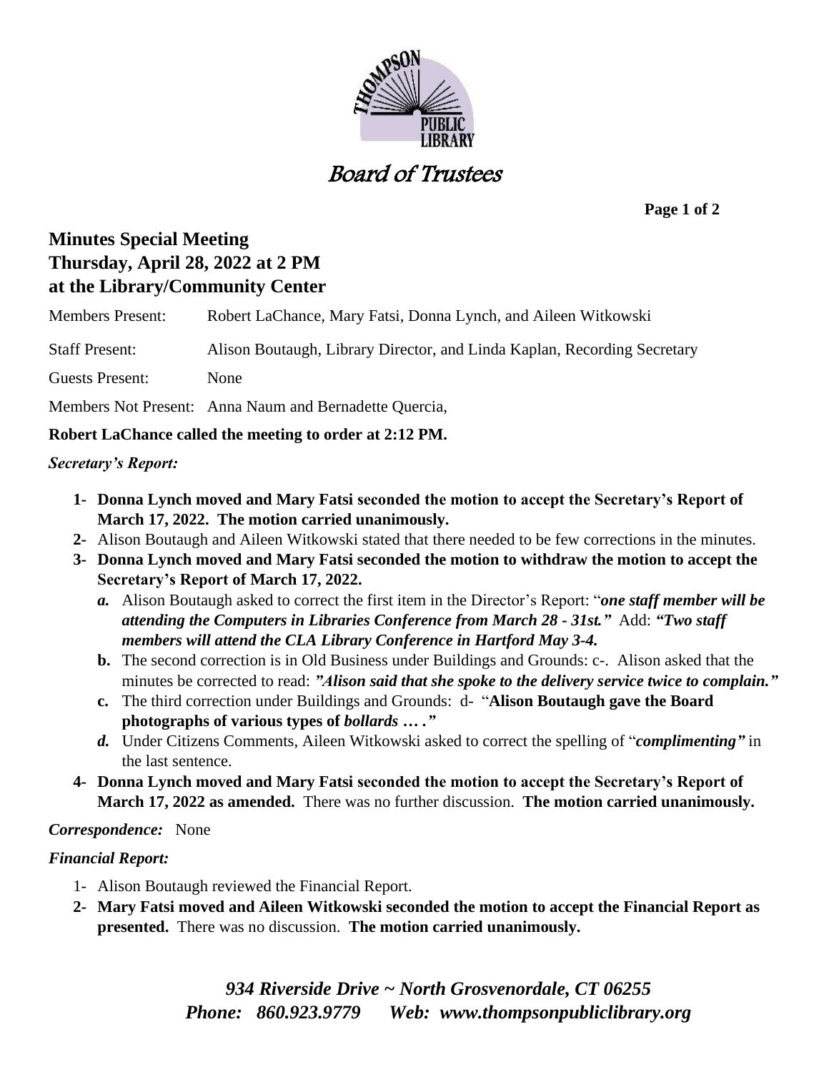# Board of Trustees

## Minutes Special Meeting
## Thursday, April 28, 2022 at 2 PM
## at the Library/Community Center

Members Present: Robert LaChance, Mary Fatsi, Donna Lynch, and Aileen Witkowski

Staff Present: Alison Boutaugh, Library Director, and Linda Kaplan, Recording Secretary

Guests Present: None

Members Not Present: Anna Naum and Bernadette Quercia,

**Robert LaChance called the meeting to order at 2:12 PM.**

***Secretary's Report:***

1- **Donna Lynch moved and Mary Fatsi seconded the motion to accept the Secretary's Report of March 17, 2022. The motion carried unanimously.**

2- Alison Boutaugh and Aileen Witkowski stated that there needed to be few corrections in the minutes.

3- **Donna Lynch moved and Mary Fatsi seconded the motion to withdraw the motion to accept the Secretary's Report of March 17, 2022.**

   *a.* Alison Boutaugh asked to correct the first item in the Director's Report: "***one staff member will be attending the Computers in Libraries Conference from March 28 - 31st."*** Add: ***"Two staff members will attend the CLA Library Conference in Hartford May 3-4.***

   **b.** The second correction is in Old Business under Buildings and Grounds: c-. Alison asked that the minutes be corrected to read: ***"Alison said that she spoke to the delivery service twice to complain."***

   **c.** The third correction under Buildings and Grounds: d- "**Alison Boutaugh gave the Board photographs of various types of *bollards … ."***

   *d.* Under Citizens Comments, Aileen Witkowski asked to correct the spelling of "***complimenting"*** in the last sentence.

4- **Donna Lynch moved and Mary Fatsi seconded the motion to accept the Secretary's Report of March 17, 2022 as amended.** There was no further discussion. **The motion carried unanimously.**

***Correspondence:*** None

***Financial Report:***

1- Alison Boutaugh reviewed the Financial Report.

2- **Mary Fatsi moved and Aileen Witkowski seconded the motion to accept the Financial Report as presented.** There was no discussion. **The motion carried unanimously.**

*934 Riverside Drive ~ North Grosvenordale, CT 06255*
*Phone: 860.923.9779 Web: www.thompsonpubliclibrary.org*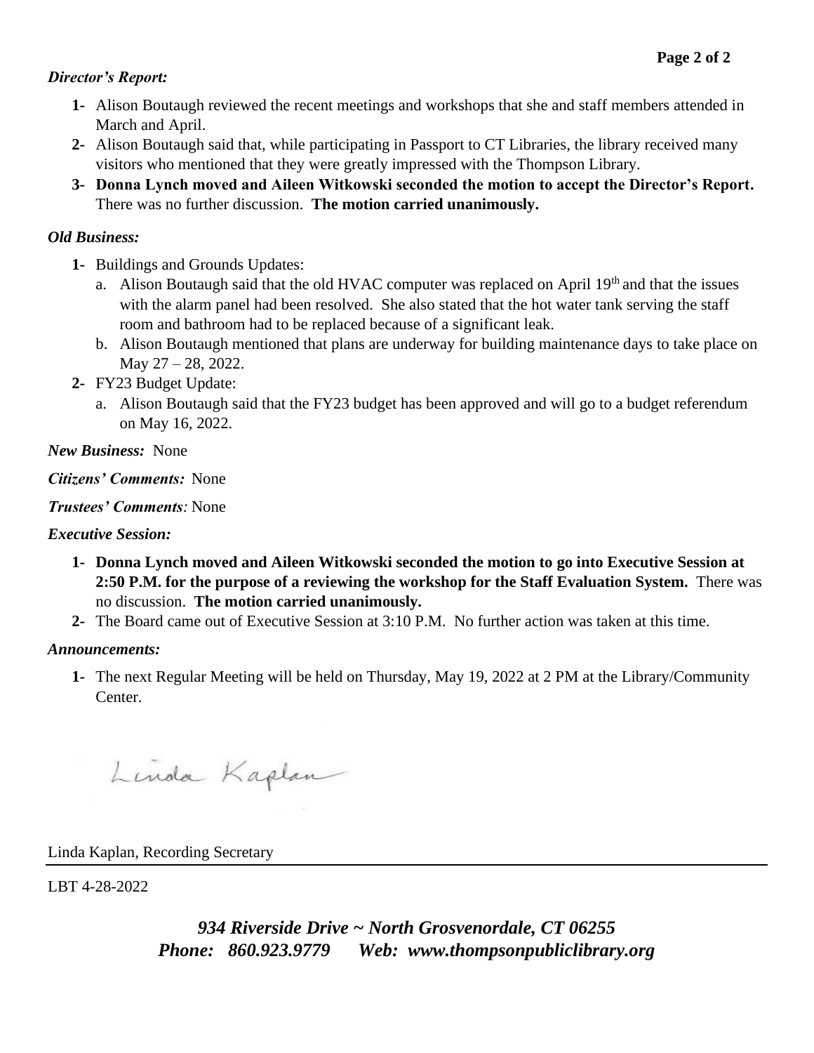***Director's Report:***

1- Alison Boutaugh reviewed the recent meetings and workshops that she and staff members attended in March and April.
2- Alison Boutaugh said that, while participating in Passport to CT Libraries, the library received many visitors who mentioned that they were greatly impressed with the Thompson Library.
3- **Donna Lynch moved and Aileen Witkowski seconded the motion to accept the Director's Report.** There was no further discussion. **The motion carried unanimously.**

***Old Business:***

1- Buildings and Grounds Updates:
   a. Alison Boutaugh said that the old HVAC computer was replaced on April 19th and that the issues with the alarm panel had been resolved. She also stated that the hot water tank serving the staff room and bathroom had to be replaced because of a significant leak.
   b. Alison Boutaugh mentioned that plans are underway for building maintenance days to take place on May 27 – 28, 2022.
2- FY23 Budget Update:
   a. Alison Boutaugh said that the FY23 budget has been approved and will go to a budget referendum on May 16, 2022.

***New Business:*** None

***Citizens' Comments:*** None

***Trustees' Comments:*** None

***Executive Session:***

1- **Donna Lynch moved and Aileen Witkowski seconded the motion to go into Executive Session at 2:50 P.M. for the purpose of a reviewing the workshop for the Staff Evaluation System.** There was no discussion. **The motion carried unanimously.**
2- The Board came out of Executive Session at 3:10 P.M. No further action was taken at this time.

***Announcements:***

1- The next Regular Meeting will be held on Thursday, May 19, 2022 at 2 PM at the Library/Community Center.

Linda Kaplan

Linda Kaplan, Recording Secretary

LBT 4-28-2022

***934 Riverside Drive ~ North Grosvenordale, CT 06255***
***Phone: 860.923.9779 Web: www.thompsonpubliclibrary.org***